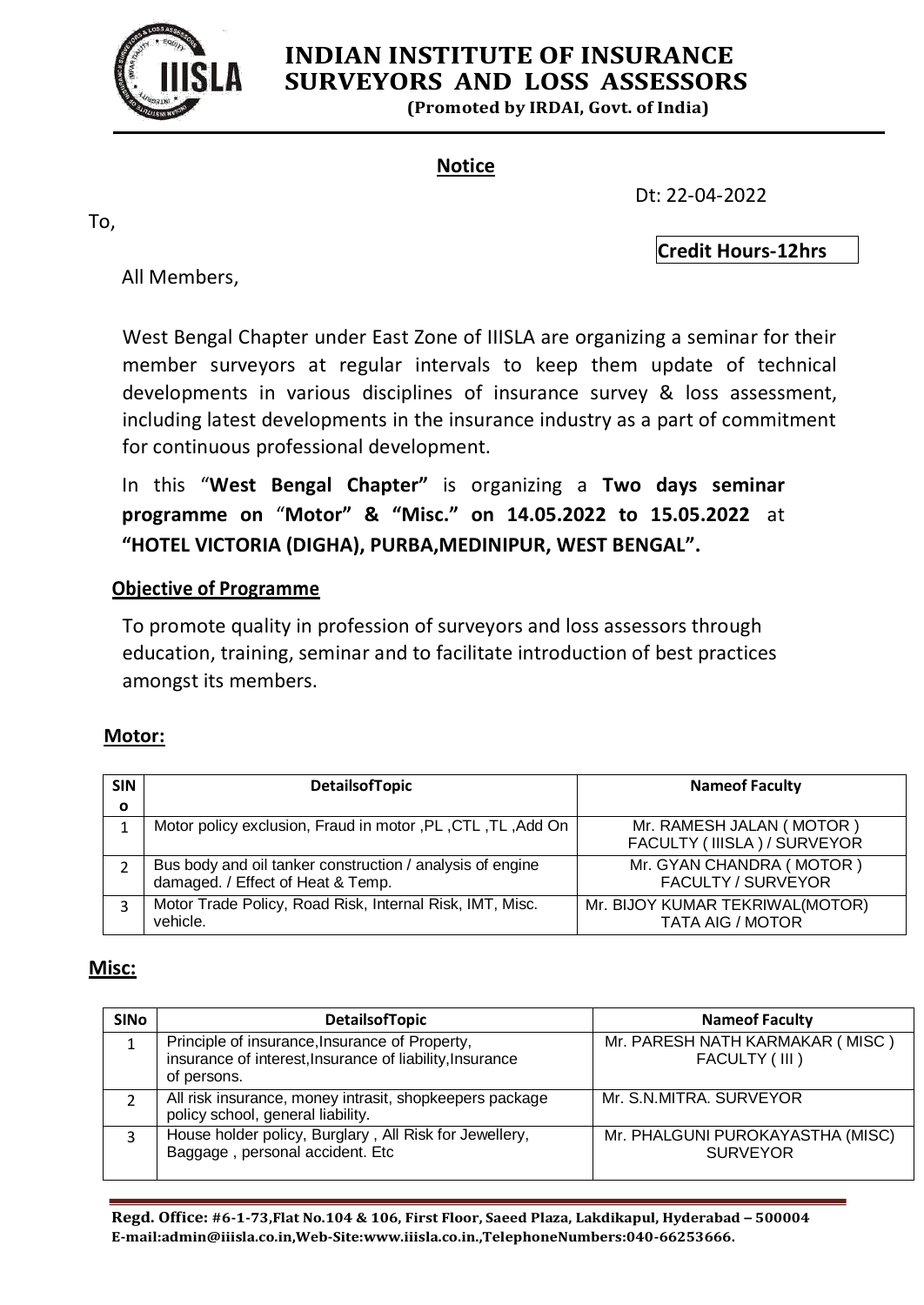# INDIAN INSTITUTE OF INSURANCE SURVEYORS AND LOSS ASSESSORS

**(Promoted by IRDAI, Govt. of India)**

## Notice

Dt: 22-04-2022

To,

**Credit Hours-12hrs**

All Members,

West Bengal Chapter under East Zone of IIISLA are organizing a seminar for their member surveyors at regular intervals to keep them update of technical developments in various disciplines of insurance survey & loss assessment, including latest developments in the insurance industry as a part of commitment for continuous professional development.

In this "**West Bengal Chapter"** is organizing a **Two days seminar programme on** "**Motor" & "Misc." on 14.05.2022 to 15.05.2022** at **"HOTEL VICTORIA (DIGHA), PURBA,MEDINIPUR, WEST BENGAL".**

### Objective of Programme

To promote quality in profession of surveyors and loss assessors through education, training, seminar and to facilitate introduction of best practices amongst its members.

### Motor:

| SINo | DetailsofTopic | Nameof Faculty |
|---|---|---|
| 1 | Motor policy exclusion, Fraud in motor ,PL ,CTL ,TL ,Add On | Mr. RAMESH JALAN ( MOTOR ) FACULTY ( IIISLA ) / SURVEYOR |
| 2 | Bus body and oil tanker construction / analysis of engine damaged. / Effect of Heat & Temp. | Mr. GYAN CHANDRA ( MOTOR ) FACULTY / SURVEYOR |
| 3 | Motor Trade Policy, Road Risk, Internal Risk, IMT, Misc. vehicle. | Mr. BIJOY KUMAR TEKRIWAL(MOTOR) TATA AIG / MOTOR |

### Misc:

| SINo | DetailsofTopic | Nameof Faculty |
|---|---|---|
| 1 | Principle of insurance,Insurance of Property, insurance of interest,Insurance of liability,Insurance of persons. | Mr. PARESH NATH KARMAKAR ( MISC ) FACULTY ( III ) |
| 2 | All risk insurance, money intrasit, shopkeepers package policy school, general liability. | Mr. S.N.MITRA. SURVEYOR |
| 3 | House holder policy, Burglary , All Risk for Jewellery, Baggage , personal accident. Etc | Mr. PHALGUNI PUROKAYASTHA (MISC) SURVEYOR |

**Regd. Office: #6-1-73,Flat No.104 & 106, First Floor, Saeed Plaza, Lakdikapul, Hyderabad – 500004**
**E-mail:admin@iiisla.co.in,Web-Site:www.iiisla.co.in.,TelephoneNumbers:040-66253666.**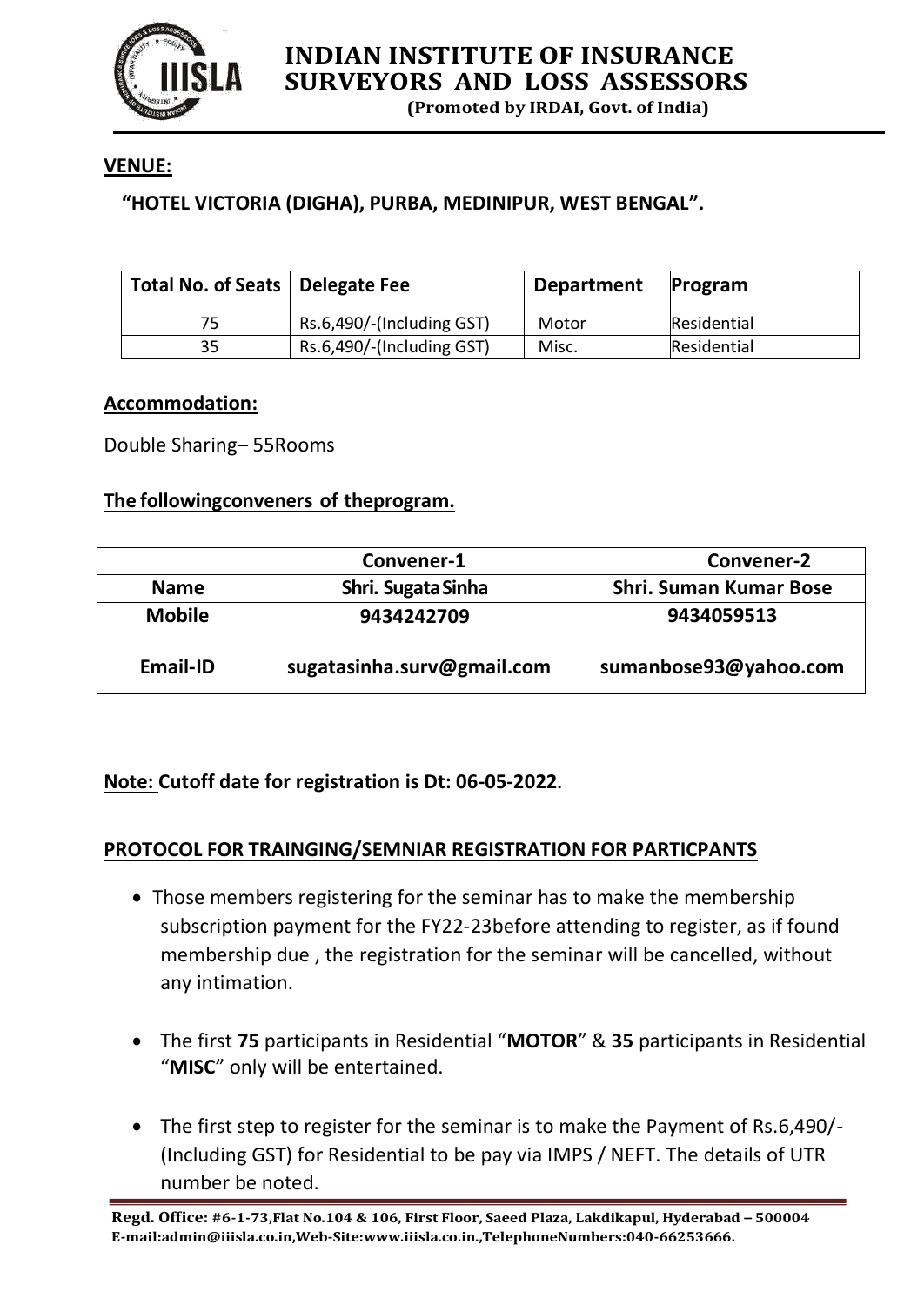# INDIAN INSTITUTE OF INSURANCE SURVEYORS AND LOSS ASSESSORS

**(Promoted by IRDAI, Govt. of India)**

**VENUE:**

**"HOTEL VICTORIA (DIGHA), PURBA, MEDINIPUR, WEST BENGAL".**

| Total No. of Seats | Delegate Fee | Department | Program |
|---|---|---|---|
| 75 | Rs.6,490/-(Including GST) | Motor | Residential |
| 35 | Rs.6,490/-(Including GST) | Misc. | Residential |

**Accommodation:**

Double Sharing– 55Rooms

**The followingconveners of theprogram.**

| | Convener-1 | Convener-2 |
|---|---|---|
| **Name** | **Shri. Sugata Sinha** | **Shri. Suman Kumar Bose** |
| **Mobile** | **9434242709** | **9434059513** |
| **Email-ID** | **sugatasinha.surv@gmail.com** | **sumanbose93@yahoo.com** |

**Note: Cutoff date for registration is Dt: 06-05-2022.**

**PROTOCOL FOR TRAINGING/SEMNIAR REGISTRATION FOR PARTICPANTS**

- Those members registering for the seminar has to make the membership subscription payment for the FY22-23before attending to register, as if found membership due , the registration for the seminar will be cancelled, without any intimation.
- The first **75** participants in Residential "**MOTOR**" & **35** participants in Residential "**MISC**" only will be entertained.
- The first step to register for the seminar is to make the Payment of Rs.6,490/- (Including GST) for Residential to be pay via IMPS / NEFT. The details of UTR number be noted.

**Regd. Office:** #6-1-73,Flat No.104 & 106, First Floor, Saeed Plaza, Lakdikapul, Hyderabad – 500004
E-mail:admin@iiisla.co.in,Web-Site:www.iiisla.co.in.,TelephoneNumbers:040-66253666.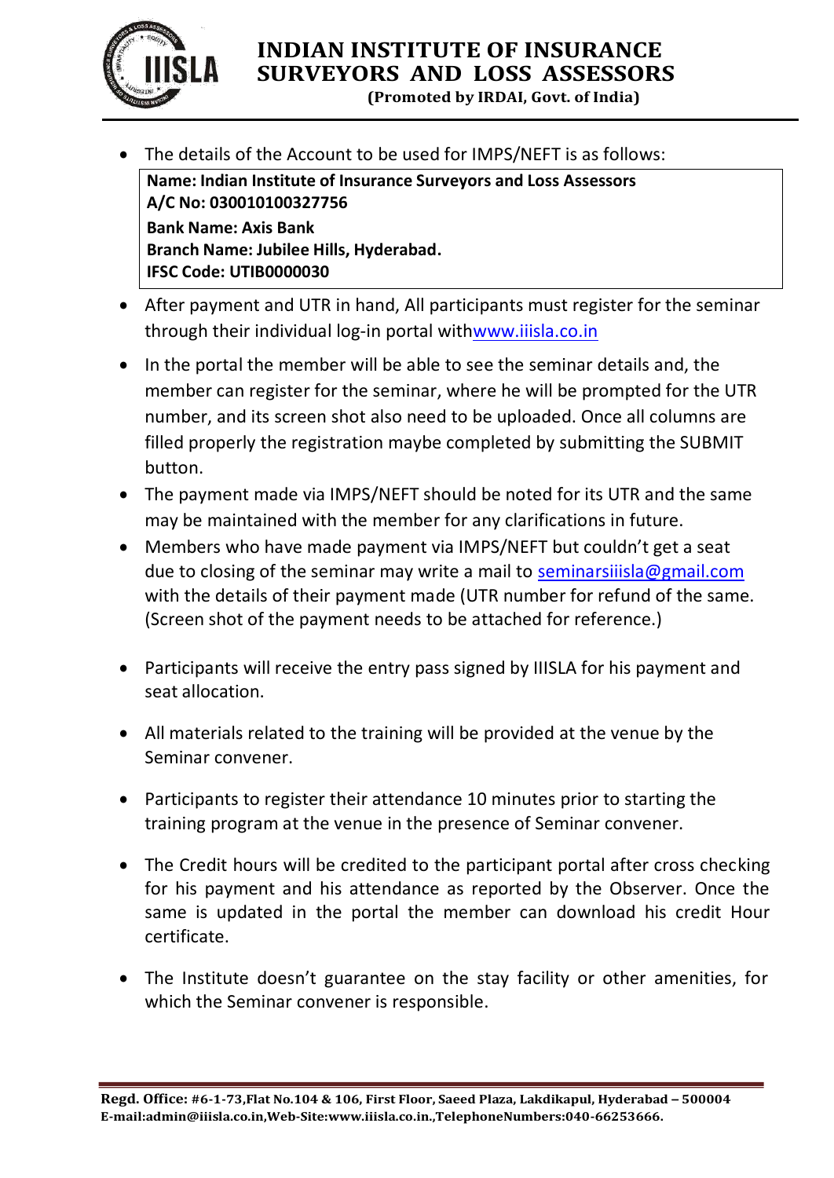- The details of the Account to be used for IMPS/NEFT is as follows:

**Name: Indian Institute of Insurance Surveyors and Loss Assessors**
**A/C No: 030010100327756**
**Bank Name: Axis Bank**
**Branch Name: Jubilee Hills, Hyderabad.**
**IFSC Code: UTIB0000030**

- After payment and UTR in hand, All participants must register for the seminar through their individual log-in portal withwww.iiisla.co.in
- In the portal the member will be able to see the seminar details and, the member can register for the seminar, where he will be prompted for the UTR number, and its screen shot also need to be uploaded. Once all columns are filled properly the registration maybe completed by submitting the SUBMIT button.
- The payment made via IMPS/NEFT should be noted for its UTR and the same may be maintained with the member for any clarifications in future.
- Members who have made payment via IMPS/NEFT but couldn't get a seat due to closing of the seminar may write a mail to seminarsiiisla@gmail.com with the details of their payment made (UTR number for refund of the same. (Screen shot of the payment needs to be attached for reference.)
- Participants will receive the entry pass signed by IIISLA for his payment and seat allocation.
- All materials related to the training will be provided at the venue by the Seminar convener.
- Participants to register their attendance 10 minutes prior to starting the training program at the venue in the presence of Seminar convener.
- The Credit hours will be credited to the participant portal after cross checking for his payment and his attendance as reported by the Observer. Once the same is updated in the portal the member can download his credit Hour certificate.
- The Institute doesn't guarantee on the stay facility or other amenities, for which the Seminar convener is responsible.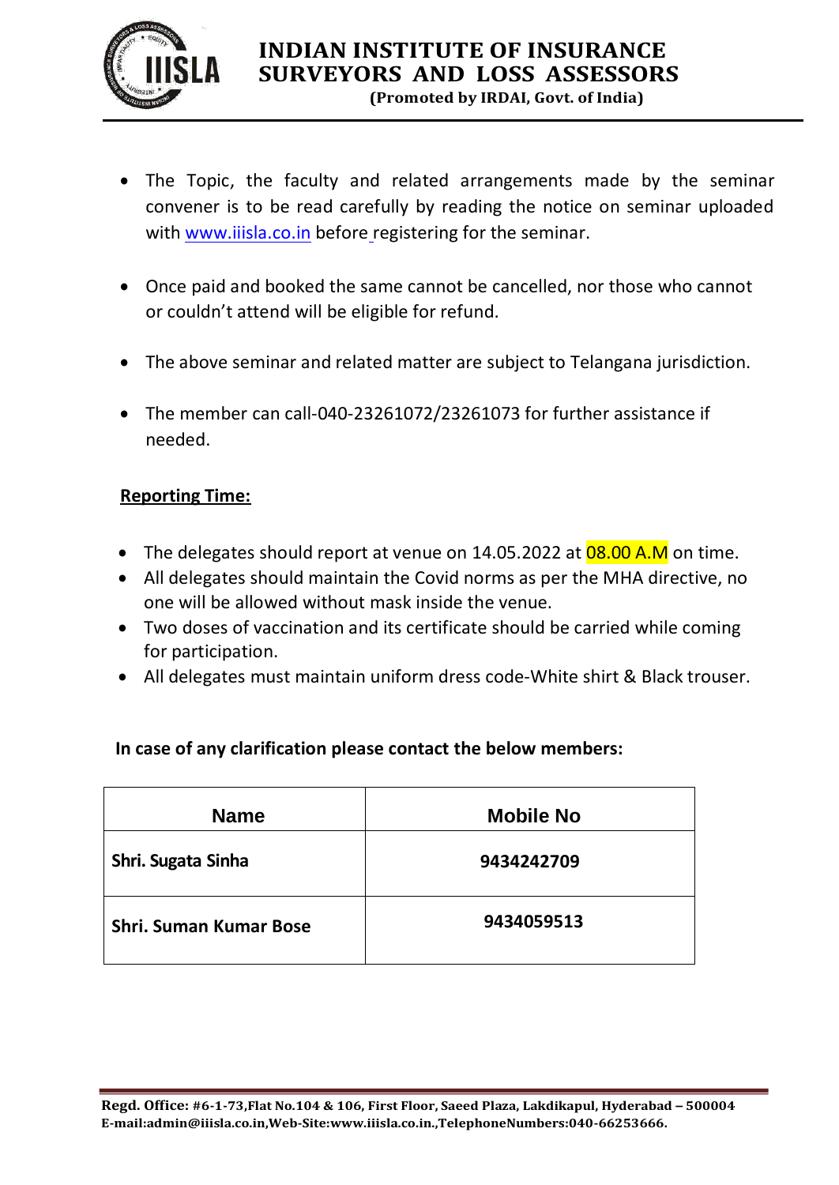- The Topic, the faculty and related arrangements made by the seminar convener is to be read carefully by reading the notice on seminar uploaded with www.iiisla.co.in before registering for the seminar.

- Once paid and booked the same cannot be cancelled, nor those who cannot or couldn't attend will be eligible for refund.

- The above seminar and related matter are subject to Telangana jurisdiction.

- The member can call-040-23261072/23261073 for further assistance if needed.

**Reporting Time:**

- The delegates should report at venue on 14.05.2022 at 08.00 A.M on time.
- All delegates should maintain the Covid norms as per the MHA directive, no one will be allowed without mask inside the venue.
- Two doses of vaccination and its certificate should be carried while coming for participation.
- All delegates must maintain uniform dress code-White shirt & Black trouser.

**In case of any clarification please contact the below members:**

| Name | Mobile No |
|---|---|
| Shri. Sugata Sinha | 9434242709 |
| Shri. Suman Kumar Bose | 9434059513 |